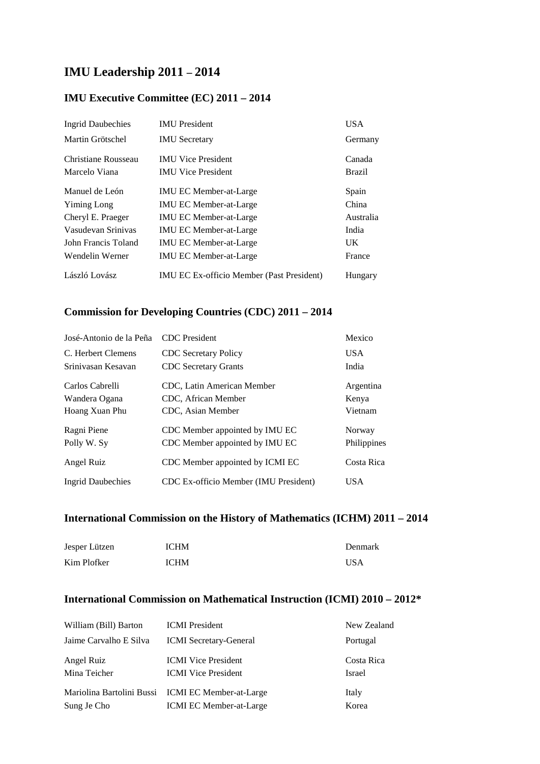# IMU Leadership 2011 – 2014

## IMU Executive Committee (EC) 2011 – 2014

| | | |
|---|---|---|
| Ingrid Daubechies | IMU President | USA |
| Martin Grötschel | IMU Secretary | Germany |
| Christiane Rousseau | IMU Vice President | Canada |
| Marcelo Viana | IMU Vice President | Brazil |
| Manuel de León | IMU EC Member-at-Large | Spain |
| Yiming Long | IMU EC Member-at-Large | China |
| Cheryl E. Praeger | IMU EC Member-at-Large | Australia |
| Vasudevan Srinivas | IMU EC Member-at-Large | India |
| John Francis Toland | IMU EC Member-at-Large | UK |
| Wendelin Werner | IMU EC Member-at-Large | France |
| László Lovász | IMU EC Ex-officio Member (Past President) | Hungary |

## Commission for Developing Countries (CDC) 2011 – 2014

| | | |
|---|---|---|
| José-Antonio de la Peña | CDC President | Mexico |
| C. Herbert Clemens | CDC Secretary Policy | USA |
| Srinivasan Kesavan | CDC Secretary Grants | India |
| Carlos Cabrelli | CDC, Latin American Member | Argentina |
| Wandera Ogana | CDC, African Member | Kenya |
| Hoang Xuan Phu | CDC, Asian Member | Vietnam |
| Ragni Piene | CDC Member appointed by IMU EC | Norway |
| Polly W. Sy | CDC Member appointed by IMU EC | Philippines |
| Angel Ruiz | CDC Member appointed by ICMI EC | Costa Rica |
| Ingrid Daubechies | CDC Ex-officio Member (IMU President) | USA |

## International Commission on the History of Mathematics (ICHM) 2011 – 2014

| | | |
|---|---|---|
| Jesper Lützen | ICHM | Denmark |
| Kim Plofker | ICHM | USA |

## International Commission on Mathematical Instruction (ICMI) 2010 – 2012*

| | | |
|---|---|---|
| William (Bill) Barton | ICMI President | New Zealand |
| Jaime Carvalho E Silva | ICMI Secretary-General | Portugal |
| Angel Ruiz | ICMI Vice President | Costa Rica |
| Mina Teicher | ICMI Vice President | Israel |
| Mariolina Bartolini Bussi | ICMI EC Member-at-Large | Italy |
| Sung Je Cho | ICMI EC Member-at-Large | Korea |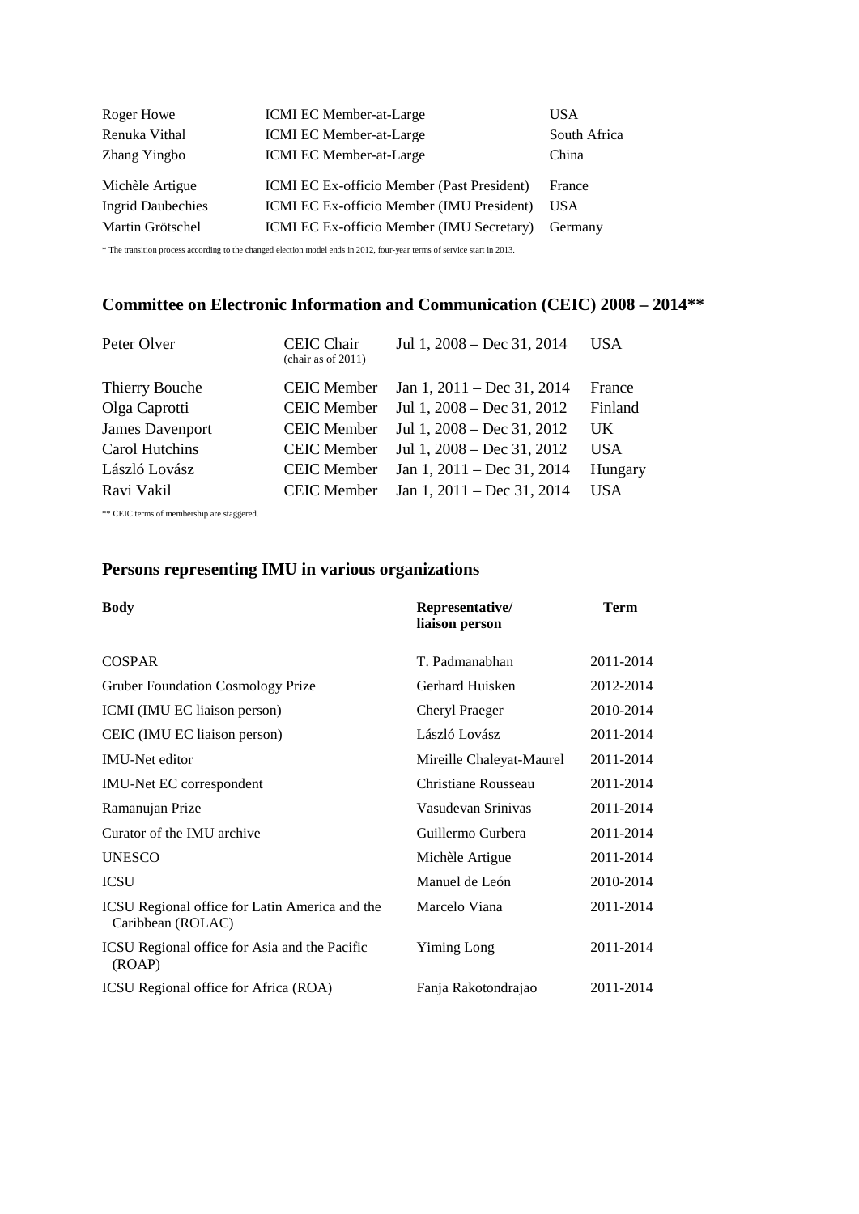| | | |
|---|---|---|
| Roger Howe | ICMI EC Member-at-Large | USA |
| Renuka Vithal | ICMI EC Member-at-Large | South Africa |
| Zhang Yingbo | ICMI EC Member-at-Large | China |
| Michèle Artigue | ICMI EC Ex-officio Member (Past President) | France |
| Ingrid Daubechies | ICMI EC Ex-officio Member (IMU President) | USA |
| Martin Grötschel | ICMI EC Ex-officio Member (IMU Secretary) | Germany |

* The transition process according to the changed election model ends in 2012, four-year terms of service start in 2013.

## Committee on Electronic Information and Communication (CEIC) 2008 – 2014**

| | | | |
|---|---|---|---|
| Peter Olver | CEIC Chair (chair as of 2011) | Jul 1, 2008 – Dec 31, 2014 | USA |
| Thierry Bouche | CEIC Member | Jan 1, 2011 – Dec 31, 2014 | France |
| Olga Caprotti | CEIC Member | Jul 1, 2008 – Dec 31, 2012 | Finland |
| James Davenport | CEIC Member | Jul 1, 2008 – Dec 31, 2012 | UK |
| Carol Hutchins | CEIC Member | Jul 1, 2008 – Dec 31, 2012 | USA |
| László Lovász | CEIC Member | Jan 1, 2011 – Dec 31, 2014 | Hungary |
| Ravi Vakil | CEIC Member | Jan 1, 2011 – Dec 31, 2014 | USA |

** CEIC terms of membership are staggered.

## Persons representing IMU in various organizations

| **Body** | **Representative/ liaison person** | **Term** |
|---|---|---|
| COSPAR | T. Padmanabhan | 2011-2014 |
| Gruber Foundation Cosmology Prize | Gerhard Huisken | 2012-2014 |
| ICMI (IMU EC liaison person) | Cheryl Praeger | 2010-2014 |
| CEIC (IMU EC liaison person) | László Lovász | 2011-2014 |
| IMU-Net editor | Mireille Chaleyat-Maurel | 2011-2014 |
| IMU-Net EC correspondent | Christiane Rousseau | 2011-2014 |
| Ramanujan Prize | Vasudevan Srinivas | 2011-2014 |
| Curator of the IMU archive | Guillermo Curbera | 2011-2014 |
| UNESCO | Michèle Artigue | 2011-2014 |
| ICSU | Manuel de León | 2010-2014 |
| ICSU Regional office for Latin America and the Caribbean (ROLAC) | Marcelo Viana | 2011-2014 |
| ICSU Regional office for Asia and the Pacific (ROAP) | Yiming Long | 2011-2014 |
| ICSU Regional office for Africa (ROA) | Fanja Rakotondrajao | 2011-2014 |